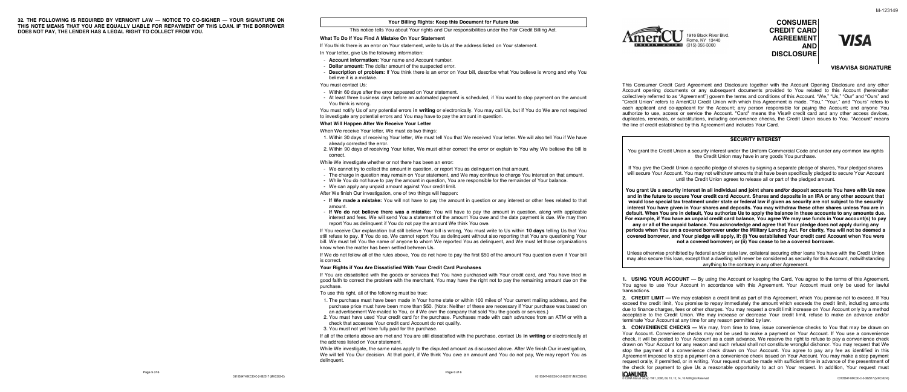**32. THE FOLLOWING IS REQUIRED BY VERMONT LAW — NOTICE TO CO-SIGNER — YOUR SIGNATURE ON THIS NOTE MEANS THAT YOU ARE EQUALLY LIABLE FOR REPAYMENT OF THIS LOAN. IF THE BORROWER DOES NOT PAY, THE LENDER HAS A LEGAL RIGHT TO COLLECT FROM YOU.**

## Your Billing Rights: Keep this Document for Future Use

This notice tells You about Your rights and Our responsibilities under the Fair Credit Billing Act.

### What To Do If You Find A Mistake On Your Statement

If You think there is an error on Your statement, write to Us at the address listed on Your statement.

In Your letter, give Us the following information:

- **Account information:** Your name and Account number.
- **Dollar amount:** The dollar amount of the suspected error.
- **Description of problem:** If You think there is an error on Your bill, describe what You believe is wrong and why You believe it is a mistake.

You must contact Us:

- Within 60 days after the error appeared on Your statement.
- At least three business days before an automated payment is scheduled, if You want to stop payment on the amount You think is wrong.

You must notify Us of any potential errors **in writing** or electronically. You may call Us, but if You do We are not required to investigate any potential errors and You may have to pay the amount in question.

### What Will Happen After We Receive Your Letter

When We receive Your letter, We must do two things:

1. Within 30 days of receiving Your letter, We must tell You that We received Your letter. We will also tell You if We have already corrected the error.
2. Within 90 days of receiving Your letter, We must either correct the error or explain to You why We believe the bill is correct.

While We investigate whether or not there has been an error:

- We cannot try to collect the amount in question, or report You as delinquent on that amount.
- The charge in question may remain on Your statement, and We may continue to charge You interest on that amount.
- While You do not have to pay the amount in question, You are responsible for the remainder of Your balance.
- We can apply any unpaid amount against Your credit limit.

After We finish Our investigation, one of two things will happen:

- **If We made a mistake:** You will not have to pay the amount in question or any interest or other fees related to that amount.
- **If We do not believe there was a mistake:** You will have to pay the amount in question, along with applicable interest and fees. We will send You a statement of the amount You owe and the date payment is due. We may then report You as delinquent if You do not pay the amount We think You owe.

If You receive Our explanation but still believe Your bill is wrong, You must write to Us within **10 days** telling Us that You still refuse to pay. If You do so, We cannot report You as delinquent without also reporting that You are questioning Your bill. We must tell You the name of anyone to whom We reported You as delinquent, and We must let those organizations know when the matter has been settled between Us.

If We do not follow all of the rules above, You do not have to pay the first $50 of the amount You question even if Your bill is correct.

### Your Rights if You Are Dissatisfied With Your Credit Card Purchases

If You are dissatisfied with the goods or services that You have purchased with Your credit card, and You have tried in good faith to correct the problem with the merchant, You may have the right not to pay the remaining amount due on the purchase.

To use this right, all of the following must be true:

1. The purchase must have been made in Your home state or within 100 miles of Your current mailing address, and the purchase price must have been more than $50. (Note: Neither of these are necessary if Your purchase was based on an advertisement We mailed to You, or if We own the company that sold You the goods or services.)
2. You must have used Your credit card for the purchase. Purchases made with cash advances from an ATM or with a check that accesses Your credit card Account do not qualify.
3. You must not yet have fully paid for the purchase.

If all of the criteria above are met and You are still dissatisfied with the purchase, contact Us **in writing** or electronically at the address listed on Your statement.

While We investigate, the same rules apply to the disputed amount as discussed above. After We finish Our investigation, We will tell You Our decision. At that point, if We think You owe an amount and You do not pay, We may report You as delinquent.

AmeriCU CREDIT UNION
1916 Black River Blvd.
Rome, NY 13440
(315) 356-3000

# CONSUMER CREDIT CARD AGREEMENT AND DISCLOSURE

VISA

**VISA/VISA SIGNATURE**

This Consumer Credit Card Agreement and Disclosure together with the Account Opening Disclosure and any other Account opening documents or any subsequent documents provided to You related to this Account (hereinafter collectively referred to as "Agreement") govern the terms and conditions of this Account. "We," "Us," "Our" and "Ours" and "Credit Union" refers to AmeriCU Credit Union with which this Agreement is made. "You," "Your," and "Yours" refers to each applicant and co-applicant for the Account; any person responsible for paying the Account; and anyone You authorize to use, access or service the Account. "Card" means the Visa® credit card and any other access devices, duplicates, renewals, or substitutions, including convenience checks, the Credit Union issues to You. "Account" means the line of credit established by this Agreement and includes Your Card.

## SECURITY INTEREST

You grant the Credit Union a security interest under the Uniform Commercial Code and under any common law rights the Credit Union may have in any goods You purchase.

If You give the Credit Union a specific pledge of shares by signing a separate pledge of shares, Your pledged shares will secure Your Account. You may not withdraw amounts that have been specifically pledged to secure Your Account until the Credit Union agrees to release all or part of the pledged amount.

**You grant Us a security interest in all individual and joint share and/or deposit accounts You have with Us now and in the future to secure Your credit card Account. Shares and deposits in an IRA or any other account that would lose special tax treatment under state or federal law if given as security are not subject to the security interest You have given in Your shares and deposits. You may withdraw these other shares unless You are in default. When You are in default, You authorize Us to apply the balance in these accounts to any amounts due. For example, if You have an unpaid credit card balance, You agree We may use funds in Your account(s) to pay any or all of the unpaid balance. You acknowledge and agree that Your pledge does not apply during any periods when You are a covered borrower under the Military Lending Act. For clarity, You will not be deemed a covered borrower, and Your pledge will apply, if: (i) You established Your credit card Account when You were not a covered borrower; or (ii) You cease to be a covered borrower.**

Unless otherwise prohibited by federal and/or state law, collateral securing other loans You have with the Credit Union may also secure this loan, except that a dwelling will never be considered as security for this Account, notwithstanding anything to the contrary in any other Agreement.

**1. USING YOUR ACCOUNT —** By using the Account or keeping the Card, You agree to the terms of this Agreement. You agree to use Your Account in accordance with this Agreement. Your Account must only be used for lawful transactions.

**2. CREDIT LIMIT —** We may establish a credit limit as part of this Agreement, which You promise not to exceed. If You exceed the credit limit, You promise to repay immediately the amount which exceeds the credit limit, including amounts due to finance charges, fees or other charges. You may request a credit limit increase on Your Account only by a method acceptable to the Credit Union. We may increase or decrease Your credit limit, refuse to make an advance and/or terminate Your Account at any time for any reason permitted by law.

**3. CONVENIENCE CHECKS —** We may, from time to time, issue convenience checks to You that may be drawn on Your Account. Convenience checks may not be used to make a payment on Your Account. If You use a convenience check, it will be posted to Your Account as a cash advance. We reserve the right to refuse to pay a convenience check drawn on Your Account for any reason and such refusal shall not constitute wrongful dishonor. You may request that We stop the payment of a convenience check drawn on Your Account. You agree to pay any fee as identified in this Agreement imposed to stop a payment on a convenience check issued on Your Account. You may make a stop payment request orally, if permitted, or in writing. Your request must be made with sufficient time in advance of the presentment of the check for payment to give Us a reasonable opportunity to act on Your request. In addition, Your request must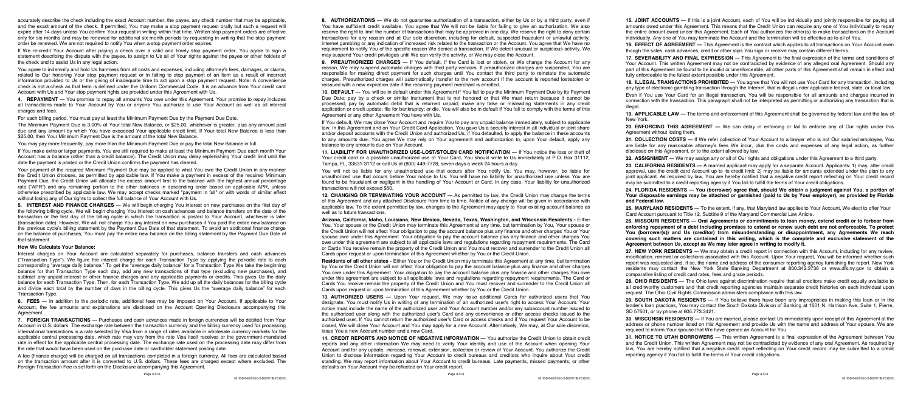accurately describe the check including the exact Account number, the payee, any check number that may be applicable, and the exact amount of the check. If permitted, You may make a stop payment request orally but such a request will expire after 14 days unless You confirm Your request in writing within that time. Written stop payment orders are effective only for six months and may be renewed for additional six month periods by requesting in writing that the stop payment order be renewed. We are not required to notify You when a stop payment order expires.

If We re-credit Your Account after paying a check over a valid and timely stop payment order, You agree to sign a statement describing the dispute with the payee, to assign to Us all of Your rights against the payee or other holders of the check and to assist Us in any legal action.

You agree to indemnify and hold Us harmless from all costs and expenses, including attorney's fees, damages, or claims, related to Our honoring Your stop payment request or in failing to stop payment of an item as a result of incorrect information provided to Us or the giving of inadequate time to act upon a stop payment request. Note: A convenience check is not a check as that term is defined under the Uniform Commercial Code. It is an advance from Your credit card Account with Us and Your stop payment rights are provided under this Agreement with Us.

**4. REPAYMENT —** You promise to repay all amounts You owe under this Agreement. Your promise to repay includes all transactions made to Your Account by You or anyone You authorize to use Your Account as well as all interest charges and fees.

For each billing period, You must pay at least the Minimum Payment Due by the Payment Due Date.

The Minimum Payment Due is 3.00% of Your total New Balance, or $25.00, whichever is greater, plus any amount past due and any amount by which You have exceeded Your applicable credit limit. If Your total New Balance is less than $25.00, then Your Minimum Payment Due is the amount of the total New Balance.

You may pay more frequently, pay more than the Minimum Payment Due or pay the total New Balance in full.

If You make extra or larger payments, You are still required to make at least the Minimum Payment Due each month Your Account has a balance (other than a credit balance). The Credit Union may delay replenishing Your credit limit until the date the payment is posted or the Credit Union confirms the payment has cleared.

Your payment of the required Minimum Payment Due may be applied to what You owe the Credit Union in any manner the Credit Union chooses, as permitted by applicable law. If You make a payment in excess of the required Minimum Payment Due, the Credit Union will allocate the excess amount first to the balance with the highest annual percentage rate ("APR") and any remaining portion to the other balances in descending order based on applicable APR, unless otherwise prescribed by applicable law. We may accept checks marked "payment in full" or with words of similar effect without losing any of Our rights to collect the full balance of Your Account with Us.

**5. INTEREST AND FINANCE CHARGES —** We will begin charging You interest on new purchases on the first day of the following billing cycle. We will begin charging You interest on cash advances and balance transfers on the date of the transaction or the first day of the billing cycle in which the transaction is posted to Your Account, whichever is later (transaction date). However, We will not charge You any interest on new purchases if You paid the entire new balance on the previous cycle's billing statement by the Payment Due Date of that statement. To avoid an additional finance charge on the balance of purchases, You must pay the entire new balance on the billing statement by the Payment Due Date of that statement.

**How We Calculate Your Balance:**

Interest charges on Your Account are calculated separately for purchases, balance transfers and cash advances ("Transaction Type"). We figure the interest charge for each Transaction Type by applying the periodic rate to each corresponding "average daily balance." To get the "average daily balance" for a Transaction Type We take the beginning balance for that Transaction Type each day, add any new transactions of that type (excluding new purchases), and subtract any unpaid interest or other finance charges and any applicable payments or credits. This gives Us the daily balance for each Transaction Type. Then, for each Transaction Type, We add up all the daily balances for the billing cycle and divide each total by the number of days in the billing cycle. This gives Us the "average daily balance" for each Transaction Type.

**6. FEES —** In addition to the periodic rate, additional fees may be imposed on Your Account. If applicable to Your Account, the fee amounts and explanations are disclosed on the Account Opening Disclosure accompanying this Agreement.

**7. FOREIGN TRANSACTIONS —** Purchases and cash advances made in foreign currencies will be debited from Your Account in U.S. dollars. The exchange rate between the transaction currency and the billing currency used for processing international transactions is a rate selected by Visa from a range of rates available in wholesale currency markets for the applicable central processing date, which rate may vary from the rate Visa itself receives or the government-mandated rate in effect for the applicable central processing date. The exchange rate used on the processing date may differ from the rate that would have been used on the purchase date or cardholder statement posting date.

A fee (finance charge) will be charged on all transactions completed in a foreign currency. All fees are calculated based on the transaction amount after it is converted to U.S. dollars. These fees are charged except where excluded. The Foreign Transaction Fee is set forth on the Disclosure accompanying this Agreement.

**8. AUTHORIZATIONS —** We do not guarantee authorization of a transaction, either by Us or by a third party, even if You have sufficient credit available. You agree that We will not be liable for failing to give an authorization. We also reserve the right to limit the number of transactions that may be approved in one day. We reserve the right to deny certain transactions for any reason and at Our sole discretion, including for default, suspected fraudulent or unlawful activity, internet gambling or any indication of increased risk related to the transaction or the Account. You agree that We have no requirement to notify You of the specific reason We denied a transaction. If We detect unusual or suspicious activity, We may suspend Your credit privileges until We can verify the activity, or We may close the Account.

**9. PREAUTHORIZED CHARGES —** If You default, if the Card is lost or stolen, or We change the Account for any reason, We may suspend automatic charges with third party vendors. If preauthorized charges are suspended, You are responsible for making direct payment for such charges until You contact the third party to reinstate the automatic charges. Preauthorized charges will automatically transfer to the new account if the account is reported lost/stolen or reissued with a new expiration date if the recurring payment merchant is enrolled.

**10. DEFAULT —** You will be in default under this Agreement if You fail to pay the Minimum Payment Due by its Payment Due Date; pay by a check or similar instrument that is not honored or that We must return because it cannot be processed; pay by automatic debit that is returned unpaid; make any false or misleading statements in any credit application or credit update; file for bankruptcy; or die. You will also be in default if You fail to comply with the terms of this Agreement or any other Agreement You have with Us.

If You default, We may close Your Account and require You to pay any unpaid balance immediately, subject to applicable law. In this Agreement and on Your Credit Card Application, You gave Us a security interest in all individual or joint share and/or deposit accounts with the Credit Union and authorized Us, if You defaulted, to apply the balance in these accounts to any amounts due. You agree We may rely on Your agreement and authorization to, upon Your default, apply any balance to any amounts due on Your Account.

**11. LIABILITY FOR UNAUTHORIZED USE-LOST/STOLEN CARD NOTIFICATION —** If You notice the loss or theft of Your credit card or a possible unauthorized use of Your Card, You should write to Us immediately at P.O. Box 31112, Tampa, FL, 33631-3112 or call Us at (800) 449-7728, seven days a week 24 hours a day.

You will not be liable for any unauthorized use that occurs after You notify Us. You may, however, be liable for unauthorized use that occurs before Your notice to Us. You will have no liability for unauthorized use unless You are found to be fraudulent or negligent in the handling of Your Account or Card. In any case, Your liability for unauthorized transactions will not exceed $50.

**12. CHANGING OR TERMINATING YOUR ACCOUNT —** As permitted by law, the Credit Union may change the terms of this Agreement and any attached Disclosure from time to time. Notice of any change will be given in accordance with applicable law. To the extent permitted by law, changes to the Agreement may apply to Your existing account balance as well as to future transactions.

**Arizona, California, Idaho, Louisiana, New Mexico, Nevada, Texas, Washington, and Wisconsin Residents -** Either You, Your spouse or the Credit Union may terminate this Agreement at any time, but termination by You, Your spouse or the Credit Union will not affect Your obligation to pay the account balance plus any finance and other charges You or Your spouse owe under this Agreement. Your obligation to pay the account balance plus any finance and other charges You owe under this agreement are subject to all applicable laws and regulations regarding repayment requirements. The Card or Cards You receive remain the property of the Credit Union and You must recover and surrender to the Credit Union all Cards upon request or upon termination of this Agreement whether by You or the Credit Union.

**Residents of all other states -** Either You or the Credit Union may terminate this Agreement at any time, but termination by You or the Credit Union will not affect Your obligation to pay the account balance plus any finance and other charges You owe under this Agreement. Your obligation to pay the account balance plus any finance and other charges You owe under this agreement are subject to all applicable laws and regulations regarding repayment requirements. The Card or Cards You receive remain the property of the Credit Union and You must recover and surrender to the Credit Union all Cards upon request or upon termination of this Agreement whether by You or the Credit Union.

**13. AUTHORIZED USERS —** Upon Your request, We may issue additional Cards for authorized users that You designate. You must notify Us in writing of any termination of an authorized user's right to access Your Account. Your notice must include the name of the authorized user and Your Account number and/or any subaccount number issued to the authorized user along with the authorized user's Card and any convenience or other access checks issued to the authorized user. If You cannot return the authorized user's Card or access checks and if You request Your Account to be closed, We will close Your Account and You may apply for a new Account. Alternatively, We may, at Our sole discretion, issue You a new Account number and a new Card.

**14. CREDIT REPORTS AND NOTICE OF NEGATIVE INFORMATION —** You authorize the Credit Union to obtain credit reports and any other information We may need to verify Your identity and use of the Account when opening Your Account and for any update, increase, renewal, extension, collection or review of Your Account. You authorize the Credit Union to disclose information regarding Your Account to credit bureaus and creditors who inquire about Your credit standing. We may report information about Your Account to credit bureaus. Late payments, missed payments, or other defaults on Your Account may be reflected on Your credit report.

**15. JOINT ACCOUNTS —** If this is a joint Account, each of You will be individually and jointly responsible for paying all amounts owed under this Agreement. This means that the Credit Union can require any one of You individually to repay the entire amount owed under this Agreement. Each of You authorizes the other(s) to make transactions on the Account individually. Any one of You may terminate the Account and the termination will be effective as to all of You.

**16. EFFECT OF AGREEMENT —** This Agreement is the contract which applies to all transactions on Your Account even though the sales, cash advances, credit or other slips You sign or receive may contain different terms.

**17. SEVERABILITY AND FINAL EXPRESSION —** This Agreement is the final expression of the terms and conditions of Your Account. This written Agreement may not be contradicted by evidence of any alleged oral Agreement. Should any part of this Agreement be found to be invalid or unenforceable, all other parts of this Agreement shall remain in effect and fully enforceable to the fullest extent possible under this Agreement.

**18. ILLEGAL TRANSACTIONS PROHIBITED —** You agree that You will not use Your Card for any transaction, including any type of electronic gambling transaction through the Internet, that is illegal under applicable federal, state, or local law.

Even if You use Your Card for an illegal transaction, You will be responsible for all amounts and charges incurred in connection with the transaction. This paragraph shall not be interpreted as permitting or authorizing any transaction that is illegal.

**19. APPLICABLE LAW —** The terms and enforcement of this Agreement shall be governed by federal law and the law of New York.

**20. ENFORCING THIS AGREEMENT —** We can delay in enforcing or fail to enforce any of Our rights under this Agreement without losing them.

**21. COLLECTION COSTS —** If We refer collection of Your Account to a lawyer who is not Our salaried employee, You are liable for any reasonable attorney's fees We incur, plus the costs and expenses of any legal action, as further disclosed on this Agreement, or to the extent allowed by law.

**22. ASSIGNMENT —** We may assign any or all of Our rights and obligations under this Agreement to a third party.

**23. CALIFORNIA RESIDENTS —** A married applicant may apply for a separate Account. Applicants: 1) may, after credit approval, use the credit card Account up to its credit limit; 2) may be liable for amounts extended under the plan to any joint applicant. As required by law, You are hereby notified that a negative credit report reflecting on Your credit record may be submitted to a credit reporting agency if You fail to fulfill the terms of Your credit obligations.

**24. FLORIDA RESIDENTS — You (borrower) agree that, should We obtain a judgment against You, a portion of Your disposable earnings may be attached or garnished (paid to Us by Your employer), as provided by Florida and Federal law.**

**25. MARYLAND RESIDENTS —** To the extent, if any, that Maryland law applies to Your Account, We elect to offer Your Card Account pursuant to Title 12, Subtitle 9 of the Maryland Commercial Law Article.

**26. MISSOURI RESIDENTS — Oral Agreements or commitments to loan money, extend credit or to forbear from enforcing repayment of a debt including promises to extend or renew such debt are not enforceable. To protect You (borrower(s)) and Us (creditor) from misunderstanding and disappointment, any Agreements We reach covering such matters are contained in this writing, which is the complete and exclusive statement of the Agreement between Us, except as We may later agree in writing to modify it.**

**27. NEW YORK RESIDENTS —** We may obtain a credit report in connection with this Account, including for any review, modification, renewal or collections associated with this Account. Upon Your request, You will be informed whether such report was requested and, if so, the name and address of the consumer reporting agency furnishing the report. New York residents may contact the New York State Banking Department at 800.342.3736 or www.dfs.ny.gov to obtain a comparative listing of credit card rates, fees and grace periods.

**28. OHIO RESIDENTS —** The Ohio laws against discrimination require that all creditors make credit equally available to all creditworthy customers and that credit reporting agencies maintain separate credit histories on each individual upon request. The Ohio Civil Rights Commission administers compliance with this law.

**29. SOUTH DAKOTA RESIDENTS —** If You believe there have been any improprieties in making this loan or in the lender's loan practices, You may contact the South Dakota Division of Banking at 1601 N. Harrison Ave, Suite 1, Pierre, SD 57501, or by phone at 605.773.3421.

**30. WISCONSIN RESIDENTS —** If You are married, please contact Us immediately upon receipt of this Agreement at the address or phone number listed on this Agreement and provide Us with the name and address of Your spouse. We are required to inform Your spouse that We have opened an Account for You.

**31. NOTICE TO UTAH BORROWERS —** This written Agreement is a final expression of the Agreement between You and the Credit Union. This written Agreement may not be contradicted by evidence of any oral Agreement. As required by law, You are hereby notified that a negative credit report reflecting on Your credit record may be submitted to a credit reporting agency if You fail to fulfill the terms of Your credit obligations.